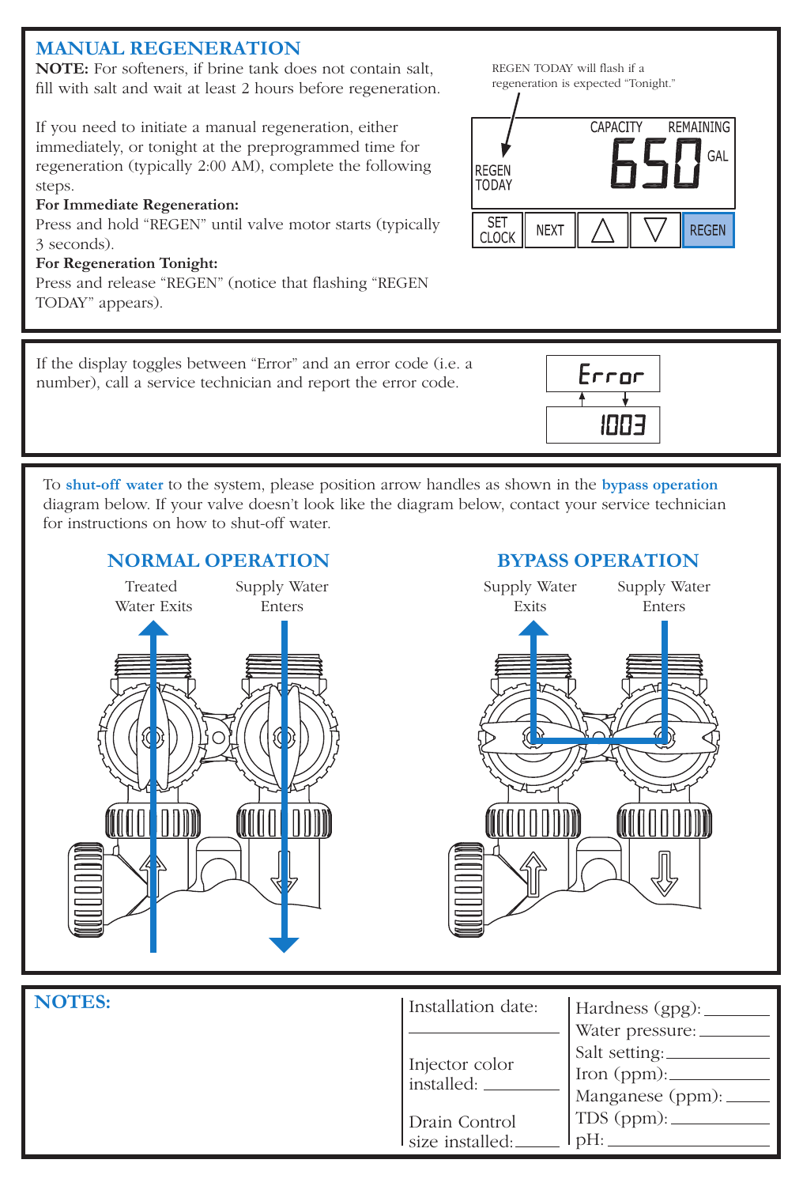## MANUAL REGENERATION

**NOTE:** For softeners, if brine tank does not contain salt, fill with salt and wait at least 2 hours before regeneration.

If you need to initiate a manual regeneration, either immediately, or tonight at the preprogrammed time for regeneration (typically 2:00 AM), complete the following steps.

**For Immediate Regeneration:**
Press and hold "REGEN" until valve motor starts (typically 3 seconds).

**For Regeneration Tonight:**
Press and release "REGEN" (notice that flashing "REGEN TODAY" appears).

REGEN TODAY will flash if a regeneration is expected "Tonight."

REGEN TODAY | CAPACITY REMAINING 650 GAL

SET CLOCK | NEXT | △ | ▽ | REGEN

If the display toggles between "Error" and an error code (i.e. a number), call a service technician and report the error code.

Error
1003

To **shut-off water** to the system, please position arrow handles as shown in the **bypass operation** diagram below. If your valve doesn't look like the diagram below, contact your service technician for instructions on how to shut-off water.

### NORMAL OPERATION

Treated Water Exits | Supply Water Enters

### BYPASS OPERATION

Supply Water Exits | Supply Water Enters

## NOTES:

Installation date: ____________

Injector color installed: ____________

Drain Control size installed: ____________

Hardness (gpg): ____________

Water pressure: ____________

Salt setting: ____________

Iron (ppm): ____________

Manganese (ppm): ____________

TDS (ppm): ____________

pH: ____________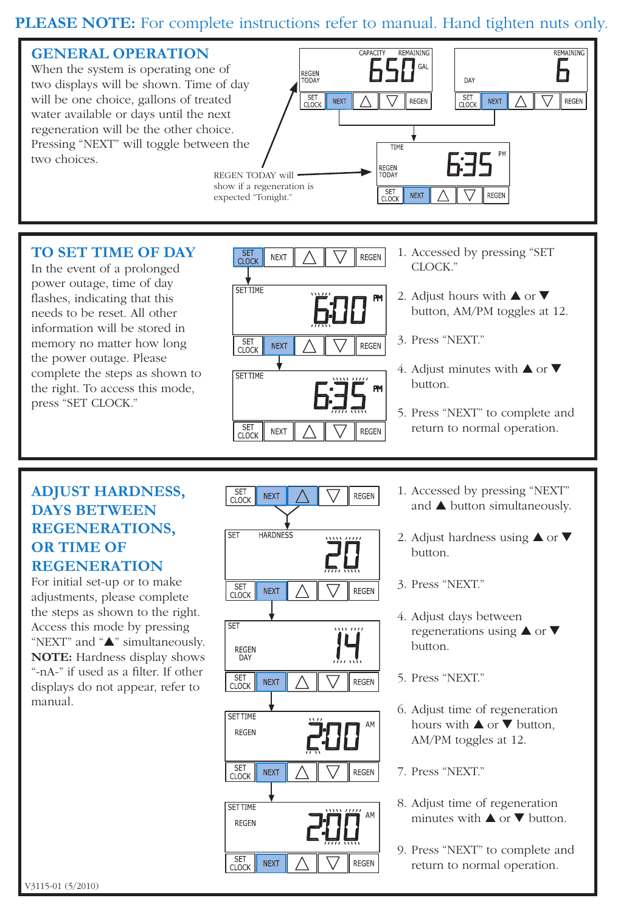**PLEASE NOTE:** For complete instructions refer to manual. Hand tighten nuts only.

## GENERAL OPERATION

When the system is operating one of two displays will be shown. Time of day will be one choice, gallons of treated water available or days until the next regeneration will be the other choice. Pressing "NEXT" will toggle between the two choices.

REGEN TODAY will show if a regeneration is expected "Tonight."

CAPACITY REMAINING
REGEN TODAY 650 GAL
SET CLOCK NEXT △ ▽ REGEN

REMAINING
DAY 6
SET CLOCK NEXT △ ▽ REGEN

TIME
REGEN TODAY 6:35 PM
SET CLOCK NEXT △ ▽ REGEN

## TO SET TIME OF DAY

In the event of a prolonged power outage, time of day flashes, indicating that this needs to be reset. All other information will be stored in memory no matter how long the power outage. Please complete the steps as shown to the right. To access this mode, press "SET CLOCK."

SET CLOCK NEXT △ ▽ REGEN

SET TIME 6:00 PM
SET CLOCK NEXT △ ▽ REGEN

SET TIME 6:35 PM
SET CLOCK NEXT △ ▽ REGEN

1. Accessed by pressing "SET CLOCK."
2. Adjust hours with ▲ or ▼ button, AM/PM toggles at 12.
3. Press "NEXT."
4. Adjust minutes with ▲ or ▼ button.
5. Press "NEXT" to complete and return to normal operation.

## ADJUST HARDNESS, DAYS BETWEEN REGENERATIONS, OR TIME OF REGENERATION

For initial set-up or to make adjustments, please complete the steps as shown to the right. Access this mode by pressing "NEXT" and "▲" simultaneously. **NOTE:** Hardness display shows "-nA-" if used as a filter. If other displays do not appear, refer to manual.

SET CLOCK NEXT △ ▽ REGEN

SET HARDNESS 20
SET CLOCK NEXT △ ▽ REGEN

SET
REGEN DAY 14
SET CLOCK NEXT △ ▽ REGEN

SET TIME
REGEN 2:00 AM
SET CLOCK NEXT △ ▽ REGEN

SET TIME
REGEN 2:00 AM
SET CLOCK NEXT △ ▽ REGEN

1. Accessed by pressing "NEXT" and ▲ button simultaneously.
2. Adjust hardness using ▲ or ▼ button.
3. Press "NEXT."
4. Adjust days between regenerations using ▲ or ▼ button.
5. Press "NEXT."
6. Adjust time of regeneration hours with ▲ or ▼ button, AM/PM toggles at 12.
7. Press "NEXT."
8. Adjust time of regeneration minutes with ▲ or ▼ button.
9. Press "NEXT" to complete and return to normal operation.

V3115-01 (5/2010)